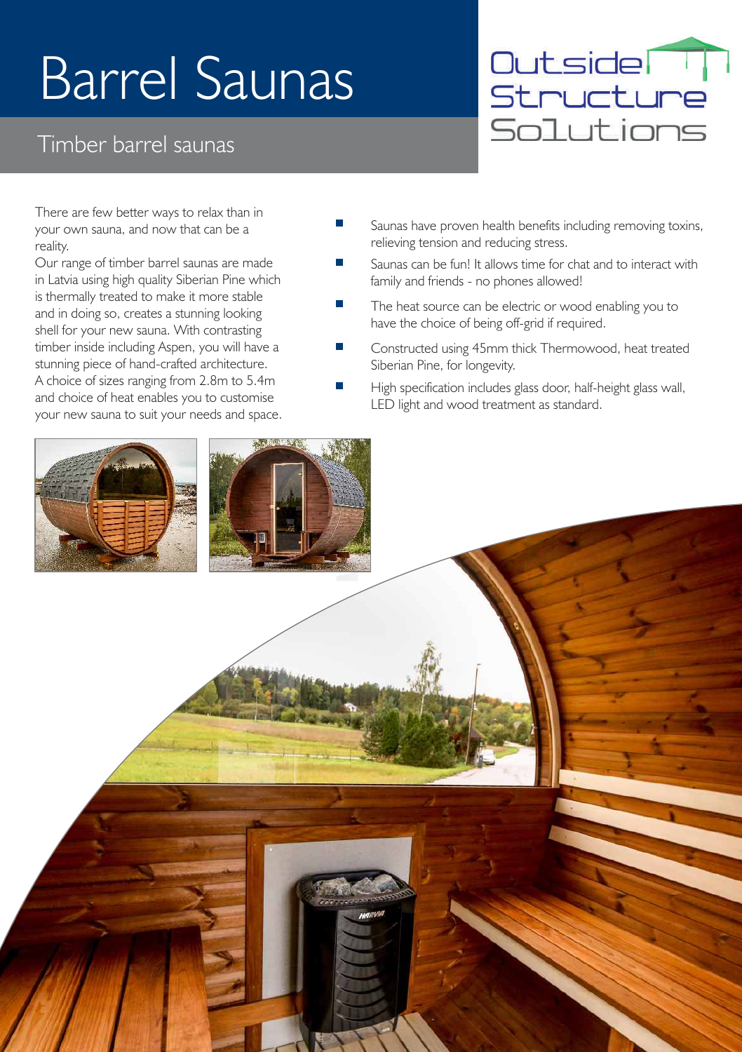# Barrel Saunas

## Timber barrel saunas

Outside Structure Solutions

There are few better ways to relax than in your own sauna, and now that can be a reality.

Our range of timber barrel saunas are made in Latvia using high quality Siberian Pine which is thermally treated to make it more stable and in doing so, creates a stunning looking shell for your new sauna. With contrasting timber inside including Aspen, you will have a stunning piece of hand-crafted architecture. A choice of sizes ranging from 2.8m to 5.4m and choice of heat enables you to customise your new sauna to suit your needs and space.

- Saunas have proven health benefits including removing toxins, relieving tension and reducing stress.
- Saunas can be fun! It allows time for chat and to interact with family and friends - no phones allowed!
- The heat source can be electric or wood enabling you to have the choice of being off-grid if required.
- Constructed using 45mm thick Thermowood, heat treated Siberian Pine, for longevity.
- High specification includes glass door, half-height glass wall, LED light and wood treatment as standard.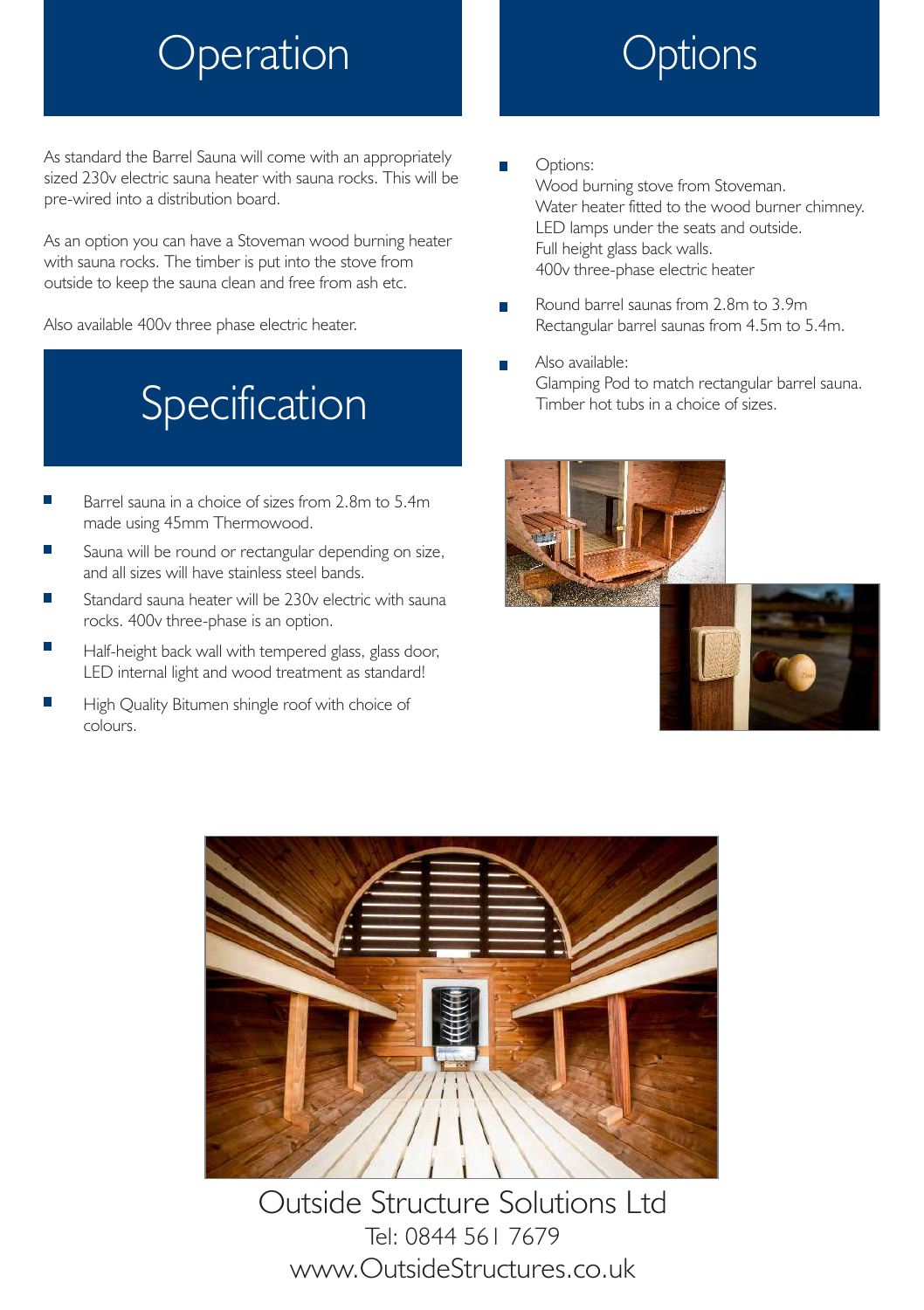# Operation

As standard the Barrel Sauna will come with an appropriately sized 230v electric sauna heater with sauna rocks. This will be pre-wired into a distribution board.

As an option you can have a Stoveman wood burning heater with sauna rocks. The timber is put into the stove from outside to keep the sauna clean and free from ash etc.

Also available 400v three phase electric heater.

# Specification

- Barrel sauna in a choice of sizes from 2.8m to 5.4m made using 45mm Thermowood.
- Sauna will be round or rectangular depending on size, and all sizes will have stainless steel bands.
- Standard sauna heater will be 230v electric with sauna rocks. 400v three-phase is an option.
- Half-height back wall with tempered glass, glass door, LED internal light and wood treatment as standard!
- High Quality Bitumen shingle roof with choice of colours.

# Options

- Options:
  Wood burning stove from Stoveman.
  Water heater fitted to the wood burner chimney.
  LED lamps under the seats and outside.
  Full height glass back walls.
  400v three-phase electric heater
- Round barrel saunas from 2.8m to 3.9m
  Rectangular barrel saunas from 4.5m to 5.4m.
- Also available:
  Glamping Pod to match rectangular barrel sauna.
  Timber hot tubs in a choice of sizes.

Outside Structure Solutions Ltd
Tel: 0844 561 7679
www.OutsideStructures.co.uk